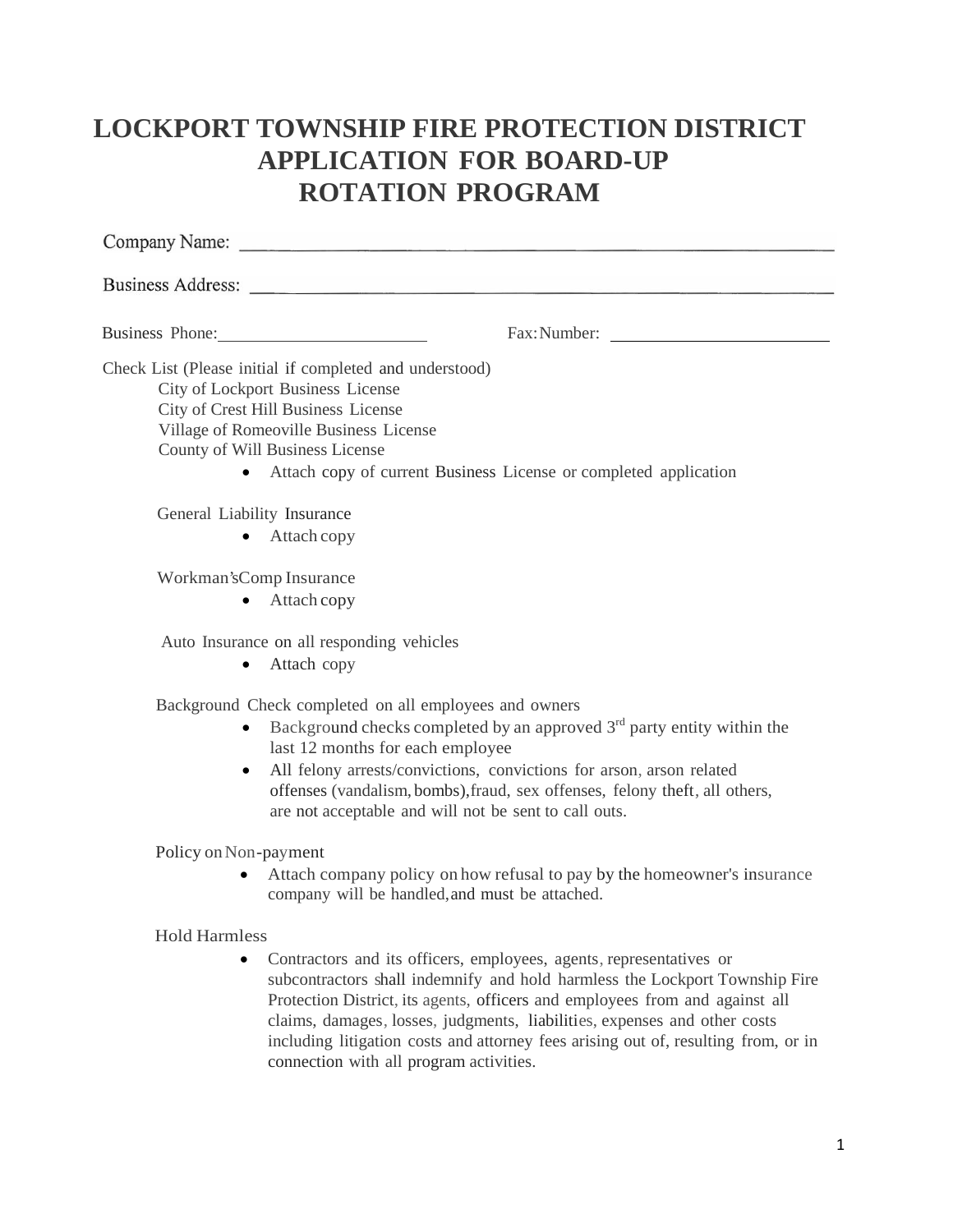# LOCKPORT TOWNSHIP FIRE PROTECTION DISTRICT APPLICATION FOR BOARD-UP ROTATION PROGRAM

Company Name: ____________________________________________

Business Address: ____________________________________________

Business Phone: ______________________ Fax: Number: ______________________

Check List (Please initial if completed and understood)

City of Lockport Business License
City of Crest Hill Business License
Village of Romeoville Business License
County of Will Business License

- Attach copy of current Business License or completed application

General Liability Insurance

- Attach copy

Workman's Comp Insurance

- Attach copy

Auto Insurance on all responding vehicles

- Attach copy

Background Check completed on all employees and owners

- Background checks completed by an approved 3rd party entity within the last 12 months for each employee
- All felony arrests/convictions, convictions for arson, arson related offenses (vandalism, bombs), fraud, sex offenses, felony theft, all others, are not acceptable and will not be sent to call outs.

Policy on Non-payment

- Attach company policy on how refusal to pay by the homeowner's insurance company will be handled, and must be attached.

Hold Harmless

- Contractors and its officers, employees, agents, representatives or subcontractors shall indemnify and hold harmless the Lockport Township Fire Protection District, its agents, officers and employees from and against all claims, damages, losses, judgments, liabilities, expenses and other costs including litigation costs and attorney fees arising out of, resulting from, or in connection with all program activities.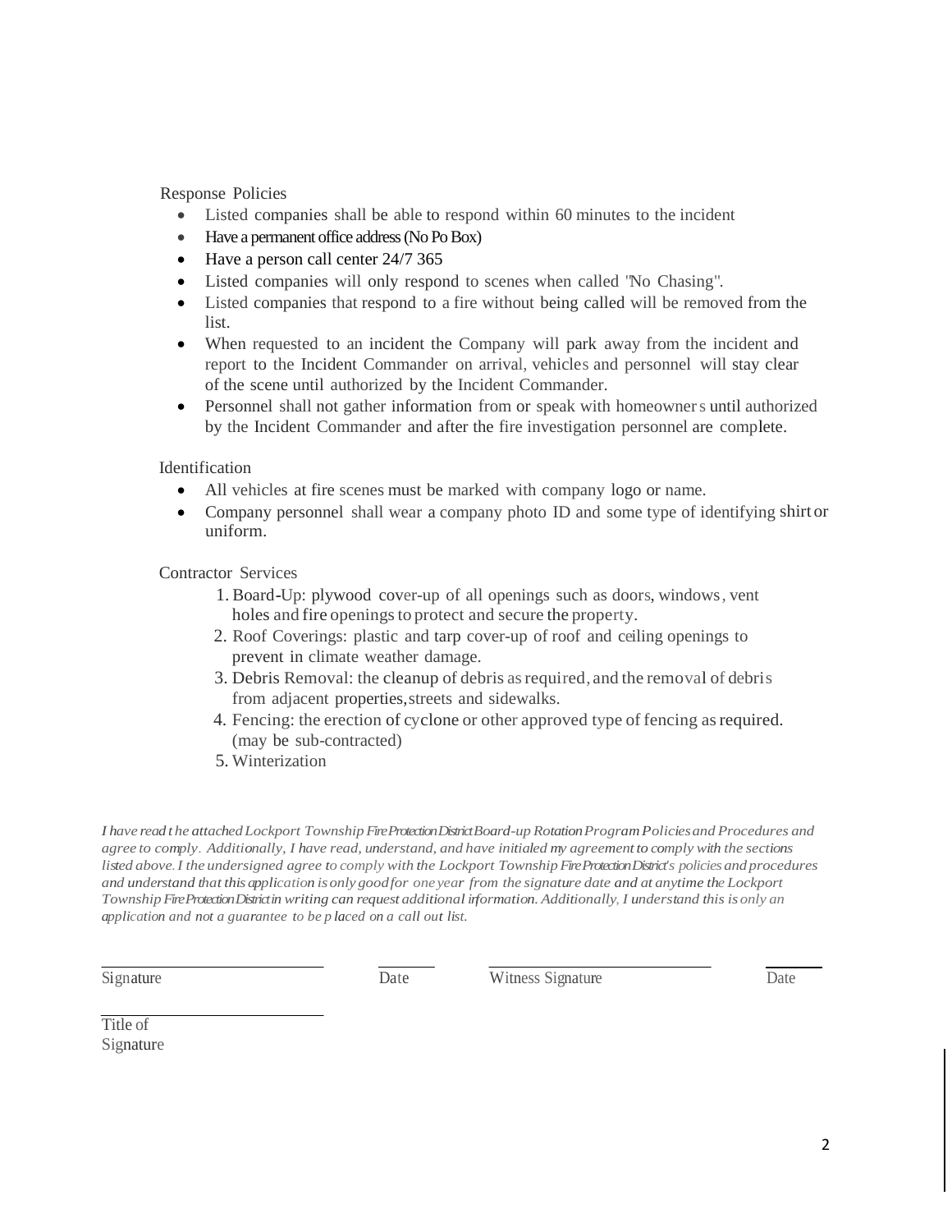Response Policies

- Listed companies shall be able to respond within 60 minutes to the incident
- Have a permanent office address (No Po Box)
- Have a person call center 24/7 365
- Listed companies will only respond to scenes when called "No Chasing".
- Listed companies that respond to a fire without being called will be removed from the list.
- When requested to an incident the Company will park away from the incident and report to the Incident Commander on arrival, vehicles and personnel will stay clear of the scene until authorized by the Incident Commander.
- Personnel shall not gather information from or speak with homeowners until authorized by the Incident Commander and after the fire investigation personnel are complete.

Identification

- All vehicles at fire scenes must be marked with company logo or name.
- Company personnel shall wear a company photo ID and some type of identifying shirt or uniform.

Contractor Services

1. Board-Up: plywood cover-up of all openings such as doors, windows, vent holes and fire openings to protect and secure the property.
2. Roof Coverings: plastic and tarp cover-up of roof and ceiling openings to prevent in climate weather damage.
3. Debris Removal: the cleanup of debris as required, and the removal of debris from adjacent properties, streets and sidewalks.
4. Fencing: the erection of cyclone or other approved type of fencing as required. (may be sub-contracted)
5. Winterization

*I have read the attached Lockport Township Fire Protection District Board-up Rotation Program Policies and Procedures and agree to comply. Additionally, I have read, understand, and have initialed my agreement to comply with the sections listed above. I the undersigned agree to comply with the Lockport Township Fire Protection District's policies and procedures and understand that this application is only good for one year from the signature date and at anytime the Lockport Township Fire Protection District in writing can request additional information. Additionally, I understand this is only an application and not a guarantee to be placed on a call out list.*

| Signature | Date | Witness Signature | Date |
|---|---|---|---|
| | | | |

Title of Signature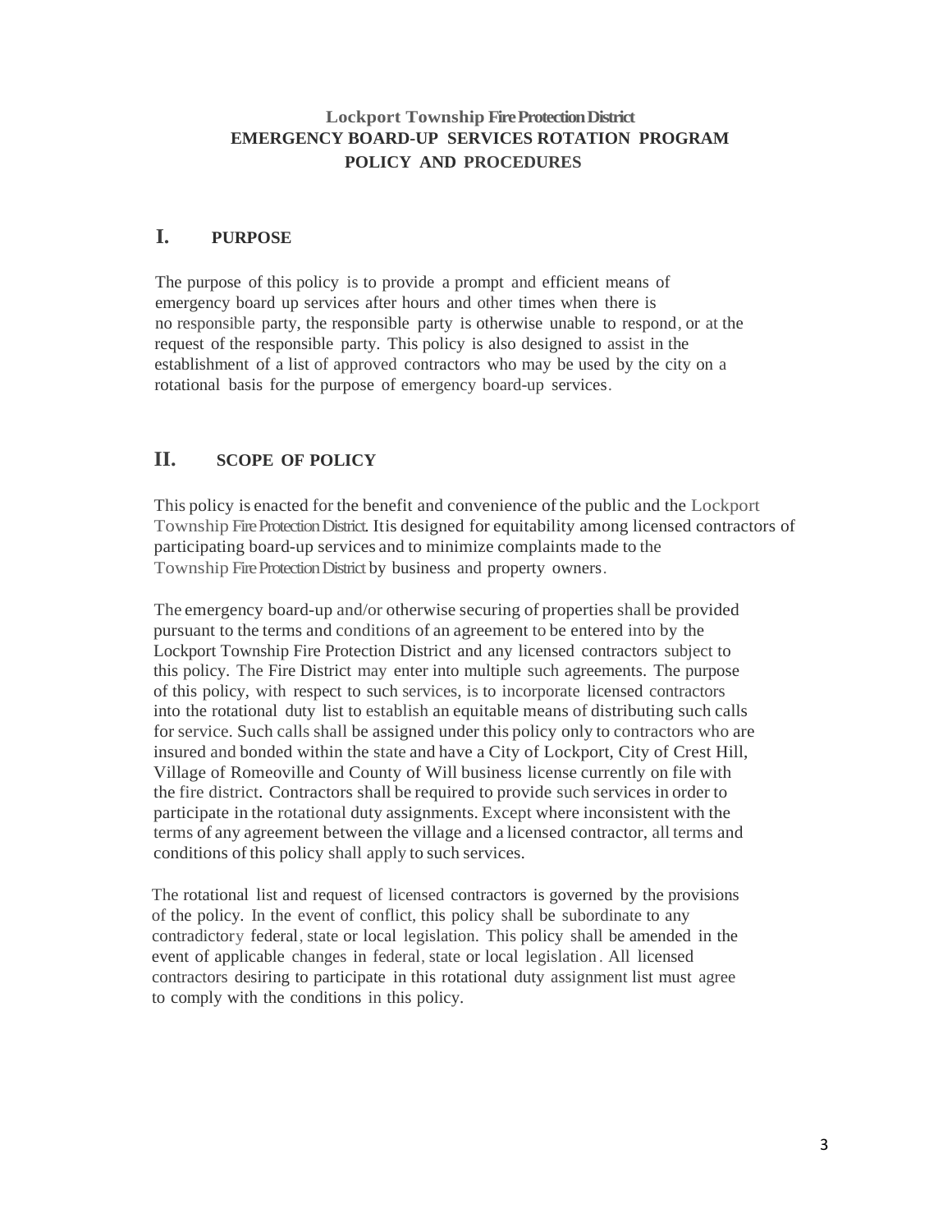# Lockport Township Fire Protection District
# EMERGENCY BOARD-UP SERVICES ROTATION PROGRAM
# POLICY AND PROCEDURES

## I. PURPOSE

The purpose of this policy is to provide a prompt and efficient means of emergency board up services after hours and other times when there is no responsible party, the responsible party is otherwise unable to respond, or at the request of the responsible party. This policy is also designed to assist in the establishment of a list of approved contractors who may be used by the city on a rotational basis for the purpose of emergency board-up services.

## II. SCOPE OF POLICY

This policy is enacted for the benefit and convenience of the public and the Lockport Township Fire Protection District. Itis designed for equitability among licensed contractors of participating board-up services and to minimize complaints made to the Township Fire Protection District by business and property owners.

The emergency board-up and/or otherwise securing of properties shall be provided pursuant to the terms and conditions of an agreement to be entered into by the Lockport Township Fire Protection District and any licensed contractors subject to this policy. The Fire District may enter into multiple such agreements. The purpose of this policy, with respect to such services, is to incorporate licensed contractors into the rotational duty list to establish an equitable means of distributing such calls for service. Such calls shall be assigned under this policy only to contractors who are insured and bonded within the state and have a City of Lockport, City of Crest Hill, Village of Romeoville and County of Will business license currently on file with the fire district. Contractors shall be required to provide such services in order to participate in the rotational duty assignments. Except where inconsistent with the terms of any agreement between the village and a licensed contractor, all terms and conditions of this policy shall apply to such services.

The rotational list and request of licensed contractors is governed by the provisions of the policy. In the event of conflict, this policy shall be subordinate to any contradictory federal, state or local legislation. This policy shall be amended in the event of applicable changes in federal, state or local legislation. All licensed contractors desiring to participate in this rotational duty assignment list must agree to comply with the conditions in this policy.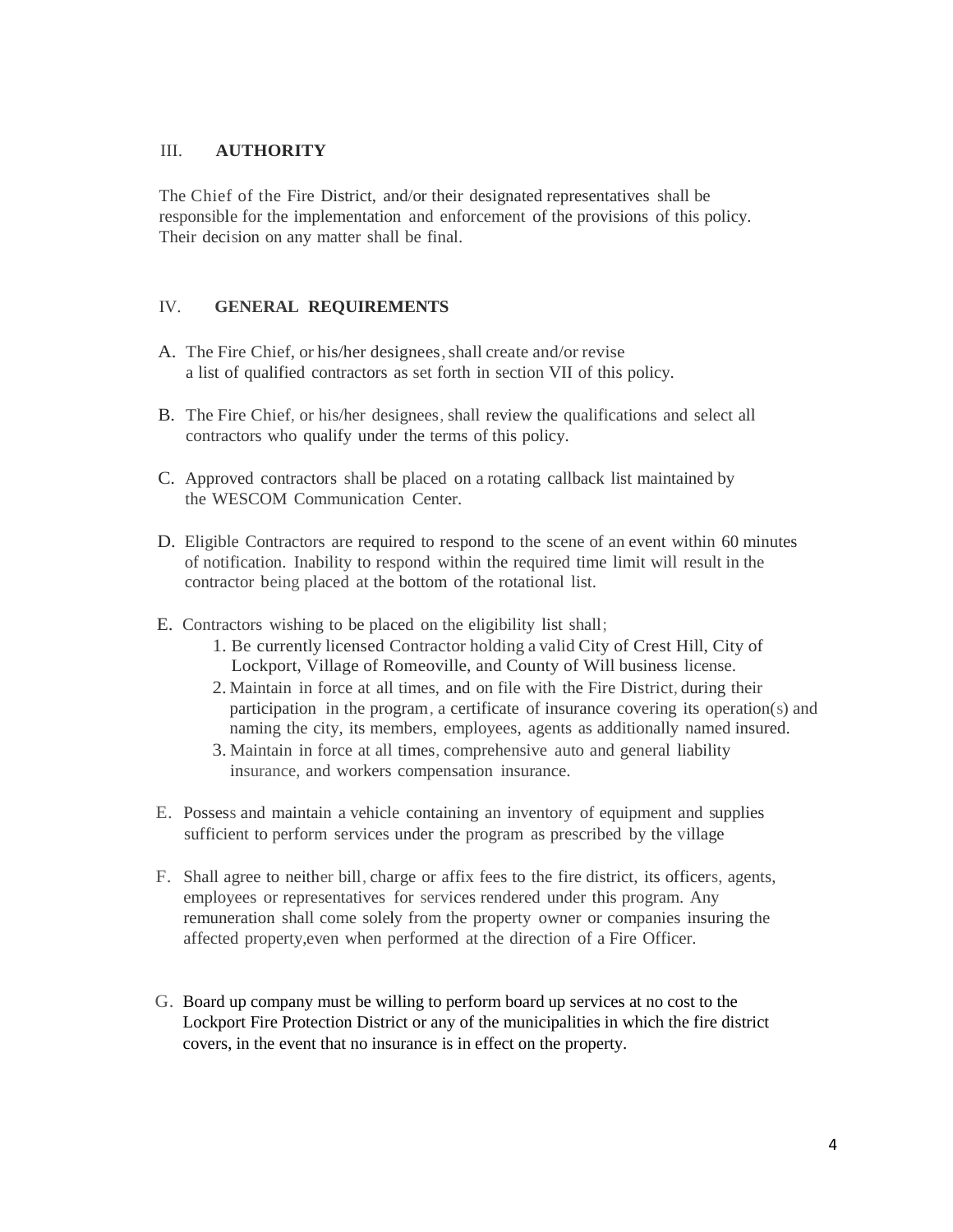## III. AUTHORITY

The Chief of the Fire District, and/or their designated representatives shall be responsible for the implementation and enforcement of the provisions of this policy. Their decision on any matter shall be final.

## IV. GENERAL REQUIREMENTS

A. The Fire Chief, or his/her designees, shall create and/or revise a list of qualified contractors as set forth in section VII of this policy.

B. The Fire Chief, or his/her designees, shall review the qualifications and select all contractors who qualify under the terms of this policy.

C. Approved contractors shall be placed on a rotating callback list maintained by the WESCOM Communication Center.

D. Eligible Contractors are required to respond to the scene of an event within 60 minutes of notification. Inability to respond within the required time limit will result in the contractor being placed at the bottom of the rotational list.

E. Contractors wishing to be placed on the eligibility list shall;

1. Be currently licensed Contractor holding a valid City of Crest Hill, City of Lockport, Village of Romeoville, and County of Will business license.
2. Maintain in force at all times, and on file with the Fire District, during their participation in the program, a certificate of insurance covering its operation(s) and naming the city, its members, employees, agents as additionally named insured.
3. Maintain in force at all times, comprehensive auto and general liability insurance, and workers compensation insurance.

E. Possess and maintain a vehicle containing an inventory of equipment and supplies sufficient to perform services under the program as prescribed by the village

F. Shall agree to neither bill, charge or affix fees to the fire district, its officers, agents, employees or representatives for services rendered under this program. Any remuneration shall come solely from the property owner or companies insuring the affected property,even when performed at the direction of a Fire Officer.

G. Board up company must be willing to perform board up services at no cost to the Lockport Fire Protection District or any of the municipalities in which the fire district covers, in the event that no insurance is in effect on the property.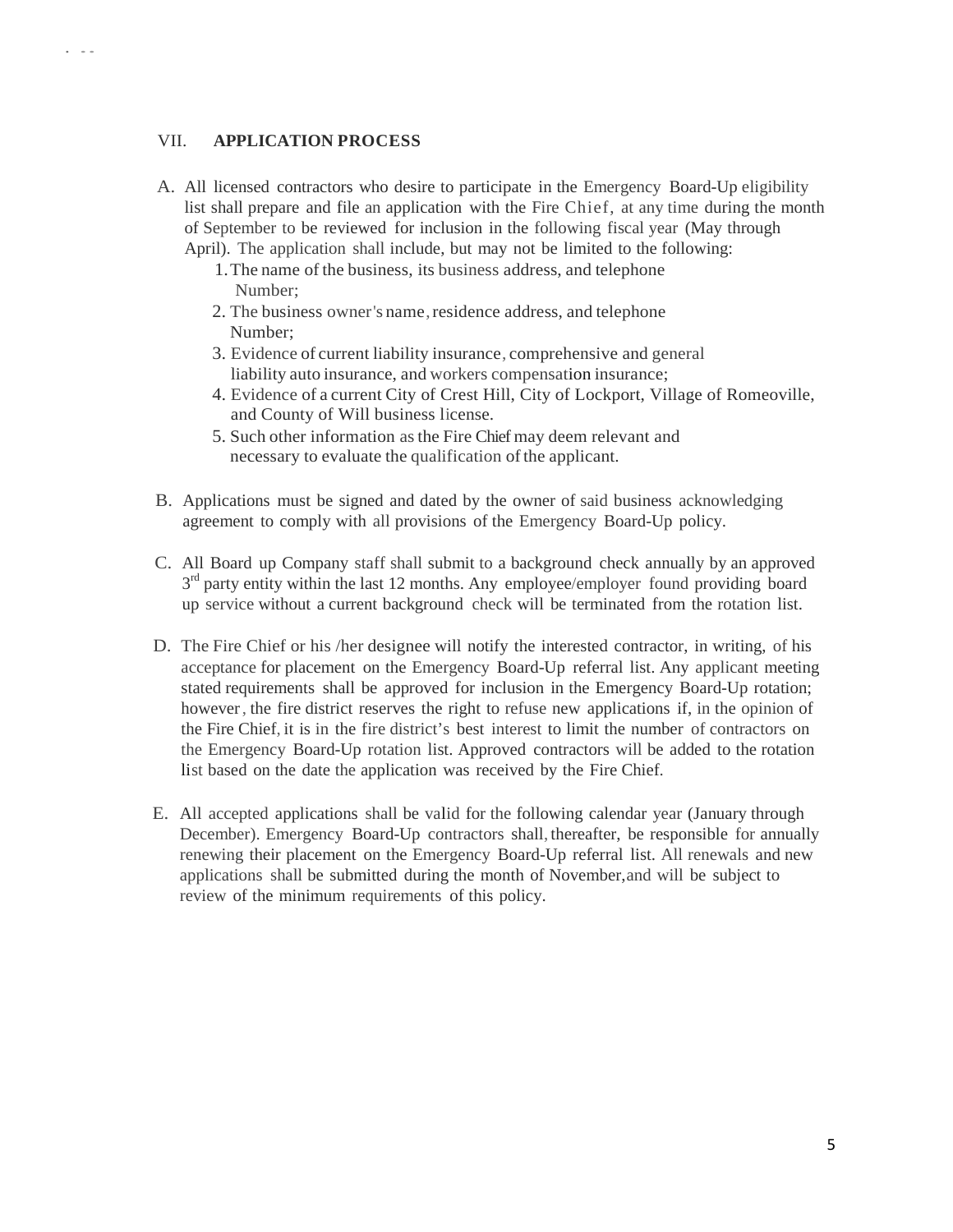## VII. APPLICATION PROCESS

A. All licensed contractors who desire to participate in the Emergency Board-Up eligibility list shall prepare and file an application with the Fire Chief, at any time during the month of September to be reviewed for inclusion in the following fiscal year (May through April). The application shall include, but may not be limited to the following:
   1. The name of the business, its business address, and telephone Number;
   2. The business owner's name, residence address, and telephone Number;
   3. Evidence of current liability insurance, comprehensive and general liability auto insurance, and workers compensation insurance;
   4. Evidence of a current City of Crest Hill, City of Lockport, Village of Romeoville, and County of Will business license.
   5. Such other information as the Fire Chief may deem relevant and necessary to evaluate the qualification of the applicant.

B. Applications must be signed and dated by the owner of said business acknowledging agreement to comply with all provisions of the Emergency Board-Up policy.

C. All Board up Company staff shall submit to a background check annually by an approved 3rd party entity within the last 12 months. Any employee/employer found providing board up service without a current background check will be terminated from the rotation list.

D. The Fire Chief or his /her designee will notify the interested contractor, in writing, of his acceptance for placement on the Emergency Board-Up referral list. Any applicant meeting stated requirements shall be approved for inclusion in the Emergency Board-Up rotation; however, the fire district reserves the right to refuse new applications if, in the opinion of the Fire Chief, it is in the fire district's best interest to limit the number of contractors on the Emergency Board-Up rotation list. Approved contractors will be added to the rotation list based on the date the application was received by the Fire Chief.

E. All accepted applications shall be valid for the following calendar year (January through December). Emergency Board-Up contractors shall, thereafter, be responsible for annually renewing their placement on the Emergency Board-Up referral list. All renewals and new applications shall be submitted during the month of November, and will be subject to review of the minimum requirements of this policy.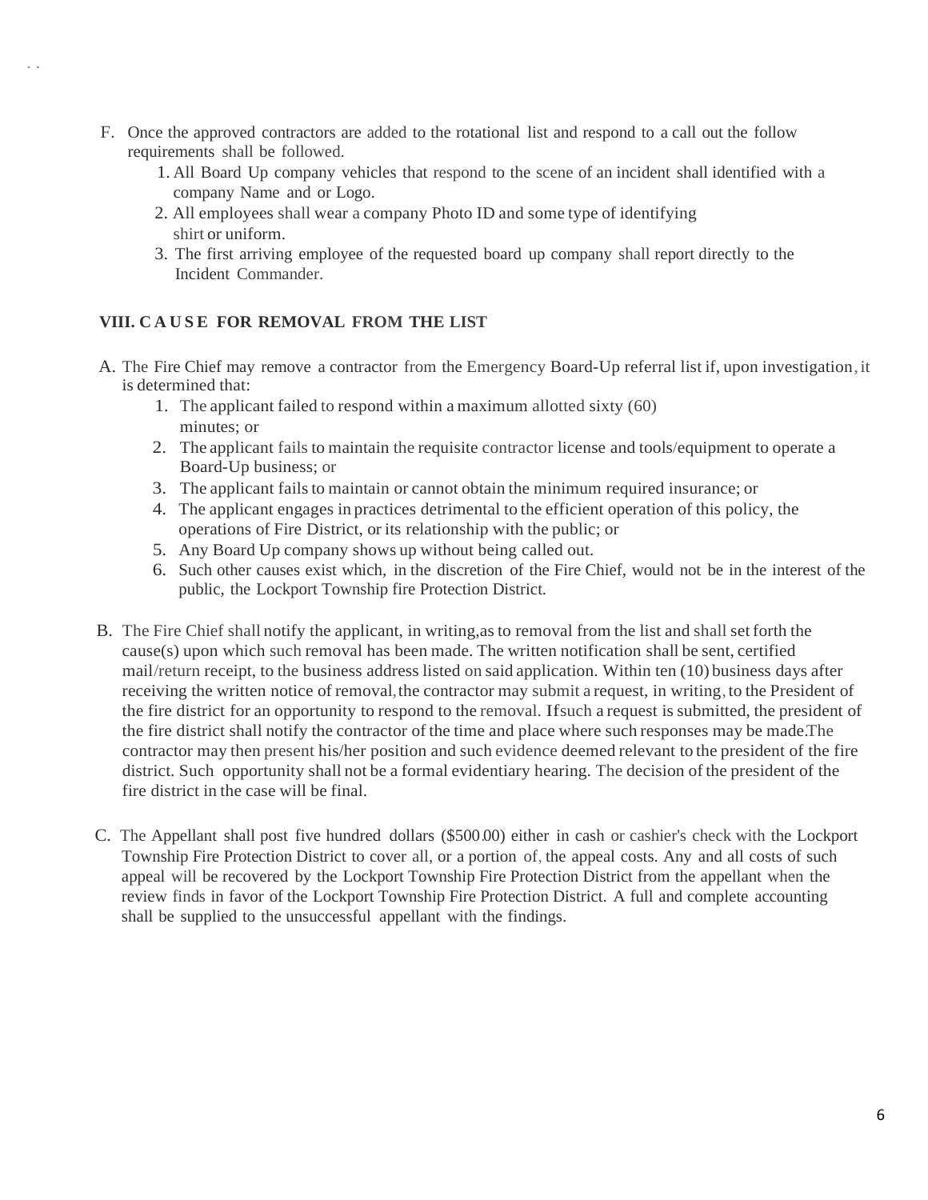F. Once the approved contractors are added to the rotational list and respond to a call out the follow requirements shall be followed.

   1. All Board Up company vehicles that respond to the scene of an incident shall identified with a company Name and or Logo.
   2. All employees shall wear a company Photo ID and some type of identifying shirt or uniform.
   3. The first arriving employee of the requested board up company shall report directly to the Incident Commander.

## VIII. CAUSE FOR REMOVAL FROM THE LIST

A. The Fire Chief may remove a contractor from the Emergency Board-Up referral list if, upon investigation, it is determined that:

   1. The applicant failed to respond within a maximum allotted sixty (60) minutes; or
   2. The applicant fails to maintain the requisite contractor license and tools/equipment to operate a Board-Up business; or
   3. The applicant fails to maintain or cannot obtain the minimum required insurance; or
   4. The applicant engages in practices detrimental to the efficient operation of this policy, the operations of Fire District, or its relationship with the public; or
   5. Any Board Up company shows up without being called out.
   6. Such other causes exist which, in the discretion of the Fire Chief, would not be in the interest of the public, the Lockport Township fire Protection District.

B. The Fire Chief shall notify the applicant, in writing, as to removal from the list and shall set forth the cause(s) upon which such removal has been made. The written notification shall be sent, certified mail/return receipt, to the business address listed on said application. Within ten (10) business days after receiving the written notice of removal, the contractor may submit a request, in writing, to the President of the fire district for an opportunity to respond to the removal. If such a request is submitted, the president of the fire district shall notify the contractor of the time and place where such responses may be made. The contractor may then present his/her position and such evidence deemed relevant to the president of the fire district. Such opportunity shall not be a formal evidentiary hearing. The decision of the president of the fire district in the case will be final.

C. The Appellant shall post five hundred dollars ($500.00) either in cash or cashier's check with the Lockport Township Fire Protection District to cover all, or a portion of, the appeal costs. Any and all costs of such appeal will be recovered by the Lockport Township Fire Protection District from the appellant when the review finds in favor of the Lockport Township Fire Protection District. A full and complete accounting shall be supplied to the unsuccessful appellant with the findings.